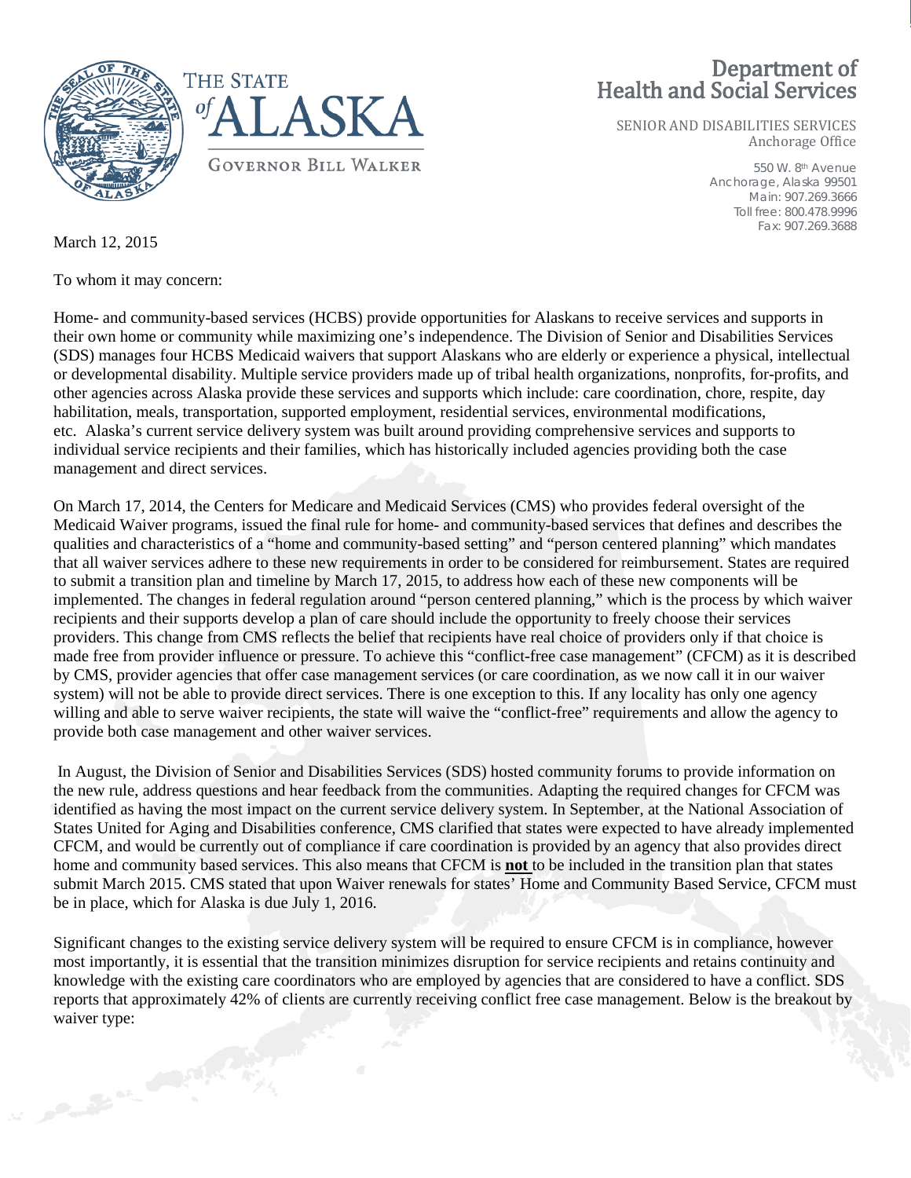THE STATE *of* ALASKA

GOVERNOR BILL WALKER

# Department of Health and Social Services

SENIOR AND DISABILITIES SERVICES
Anchorage Office

550 W. 8th Avenue
Anchorage, Alaska 99501
Main: 907.269.3666
Toll free: 800.478.9996
Fax: 907.269.3688

March 12, 2015

To whom it may concern:

Home- and community-based services (HCBS) provide opportunities for Alaskans to receive services and supports in their own home or community while maximizing one's independence. The Division of Senior and Disabilities Services (SDS) manages four HCBS Medicaid waivers that support Alaskans who are elderly or experience a physical, intellectual or developmental disability. Multiple service providers made up of tribal health organizations, nonprofits, for-profits, and other agencies across Alaska provide these services and supports which include: care coordination, chore, respite, day habilitation, meals, transportation, supported employment, residential services, environmental modifications, etc. Alaska's current service delivery system was built around providing comprehensive services and supports to individual service recipients and their families, which has historically included agencies providing both the case management and direct services.

On March 17, 2014, the Centers for Medicare and Medicaid Services (CMS) who provides federal oversight of the Medicaid Waiver programs, issued the final rule for home- and community-based services that defines and describes the qualities and characteristics of a "home and community-based setting" and "person centered planning" which mandates that all waiver services adhere to these new requirements in order to be considered for reimbursement. States are required to submit a transition plan and timeline by March 17, 2015, to address how each of these new components will be implemented. The changes in federal regulation around "person centered planning," which is the process by which waiver recipients and their supports develop a plan of care should include the opportunity to freely choose their services providers. This change from CMS reflects the belief that recipients have real choice of providers only if that choice is made free from provider influence or pressure. To achieve this "conflict-free case management" (CFCM) as it is described by CMS, provider agencies that offer case management services (or care coordination, as we now call it in our waiver system) will not be able to provide direct services. There is one exception to this. If any locality has only one agency willing and able to serve waiver recipients, the state will waive the "conflict-free" requirements and allow the agency to provide both case management and other waiver services.

In August, the Division of Senior and Disabilities Services (SDS) hosted community forums to provide information on the new rule, address questions and hear feedback from the communities. Adapting the required changes for CFCM was identified as having the most impact on the current service delivery system. In September, at the National Association of States United for Aging and Disabilities conference, CMS clarified that states were expected to have already implemented CFCM, and would be currently out of compliance if care coordination is provided by an agency that also provides direct home and community based services. This also means that CFCM is **not** to be included in the transition plan that states submit March 2015. CMS stated that upon Waiver renewals for states' Home and Community Based Service, CFCM must be in place, which for Alaska is due July 1, 2016.

Significant changes to the existing service delivery system will be required to ensure CFCM is in compliance, however most importantly, it is essential that the transition minimizes disruption for service recipients and retains continuity and knowledge with the existing care coordinators who are employed by agencies that are considered to have a conflict. SDS reports that approximately 42% of clients are currently receiving conflict free case management. Below is the breakout by waiver type: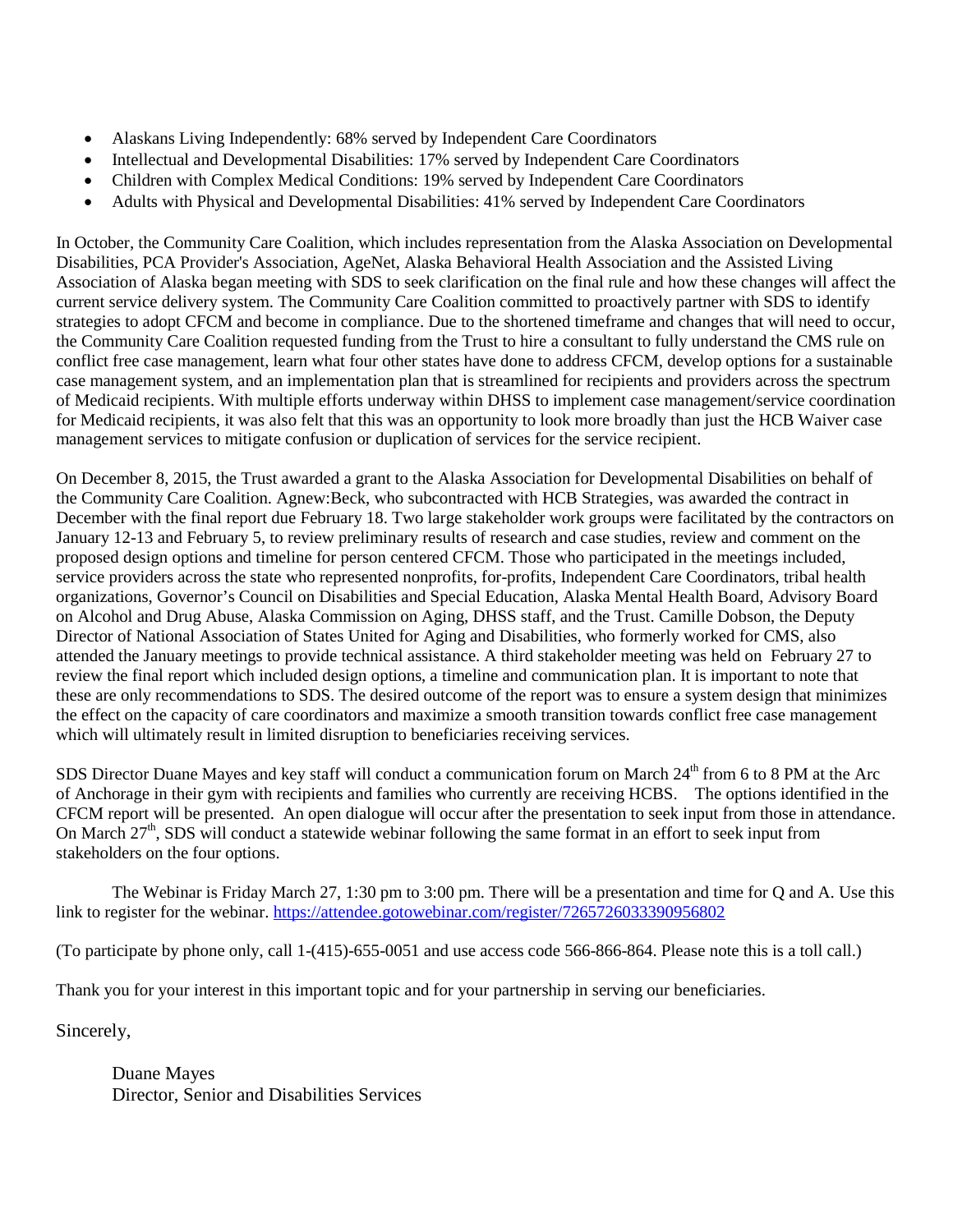- Alaskans Living Independently: 68% served by Independent Care Coordinators
- Intellectual and Developmental Disabilities: 17% served by Independent Care Coordinators
- Children with Complex Medical Conditions: 19% served by Independent Care Coordinators
- Adults with Physical and Developmental Disabilities: 41% served by Independent Care Coordinators

In October, the Community Care Coalition, which includes representation from the Alaska Association on Developmental Disabilities, PCA Provider's Association, AgeNet, Alaska Behavioral Health Association and the Assisted Living Association of Alaska began meeting with SDS to seek clarification on the final rule and how these changes will affect the current service delivery system. The Community Care Coalition committed to proactively partner with SDS to identify strategies to adopt CFCM and become in compliance. Due to the shortened timeframe and changes that will need to occur, the Community Care Coalition requested funding from the Trust to hire a consultant to fully understand the CMS rule on conflict free case management, learn what four other states have done to address CFCM, develop options for a sustainable case management system, and an implementation plan that is streamlined for recipients and providers across the spectrum of Medicaid recipients. With multiple efforts underway within DHSS to implement case management/service coordination for Medicaid recipients, it was also felt that this was an opportunity to look more broadly than just the HCB Waiver case management services to mitigate confusion or duplication of services for the service recipient.

On December 8, 2015, the Trust awarded a grant to the Alaska Association for Developmental Disabilities on behalf of the Community Care Coalition. Agnew:Beck, who subcontracted with HCB Strategies, was awarded the contract in December with the final report due February 18. Two large stakeholder work groups were facilitated by the contractors on January 12-13 and February 5, to review preliminary results of research and case studies, review and comment on the proposed design options and timeline for person centered CFCM. Those who participated in the meetings included, service providers across the state who represented nonprofits, for-profits, Independent Care Coordinators, tribal health organizations, Governor's Council on Disabilities and Special Education, Alaska Mental Health Board, Advisory Board on Alcohol and Drug Abuse, Alaska Commission on Aging, DHSS staff, and the Trust. Camille Dobson, the Deputy Director of National Association of States United for Aging and Disabilities, who formerly worked for CMS, also attended the January meetings to provide technical assistance. A third stakeholder meeting was held on February 27 to review the final report which included design options, a timeline and communication plan. It is important to note that these are only recommendations to SDS. The desired outcome of the report was to ensure a system design that minimizes the effect on the capacity of care coordinators and maximize a smooth transition towards conflict free case management which will ultimately result in limited disruption to beneficiaries receiving services.

SDS Director Duane Mayes and key staff will conduct a communication forum on March 24th from 6 to 8 PM at the Arc of Anchorage in their gym with recipients and families who currently are receiving HCBS. The options identified in the CFCM report will be presented. An open dialogue will occur after the presentation to seek input from those in attendance. On March 27th, SDS will conduct a statewide webinar following the same format in an effort to seek input from stakeholders on the four options.

The Webinar is Friday March 27, 1:30 pm to 3:00 pm. There will be a presentation and time for Q and A. Use this link to register for the webinar. https://attendee.gotowebinar.com/register/7265726033390956802

(To participate by phone only, call 1-(415)-655-0051 and use access code 566-866-864. Please note this is a toll call.)

Thank you for your interest in this important topic and for your partnership in serving our beneficiaries.

Sincerely,

Duane Mayes
Director, Senior and Disabilities Services